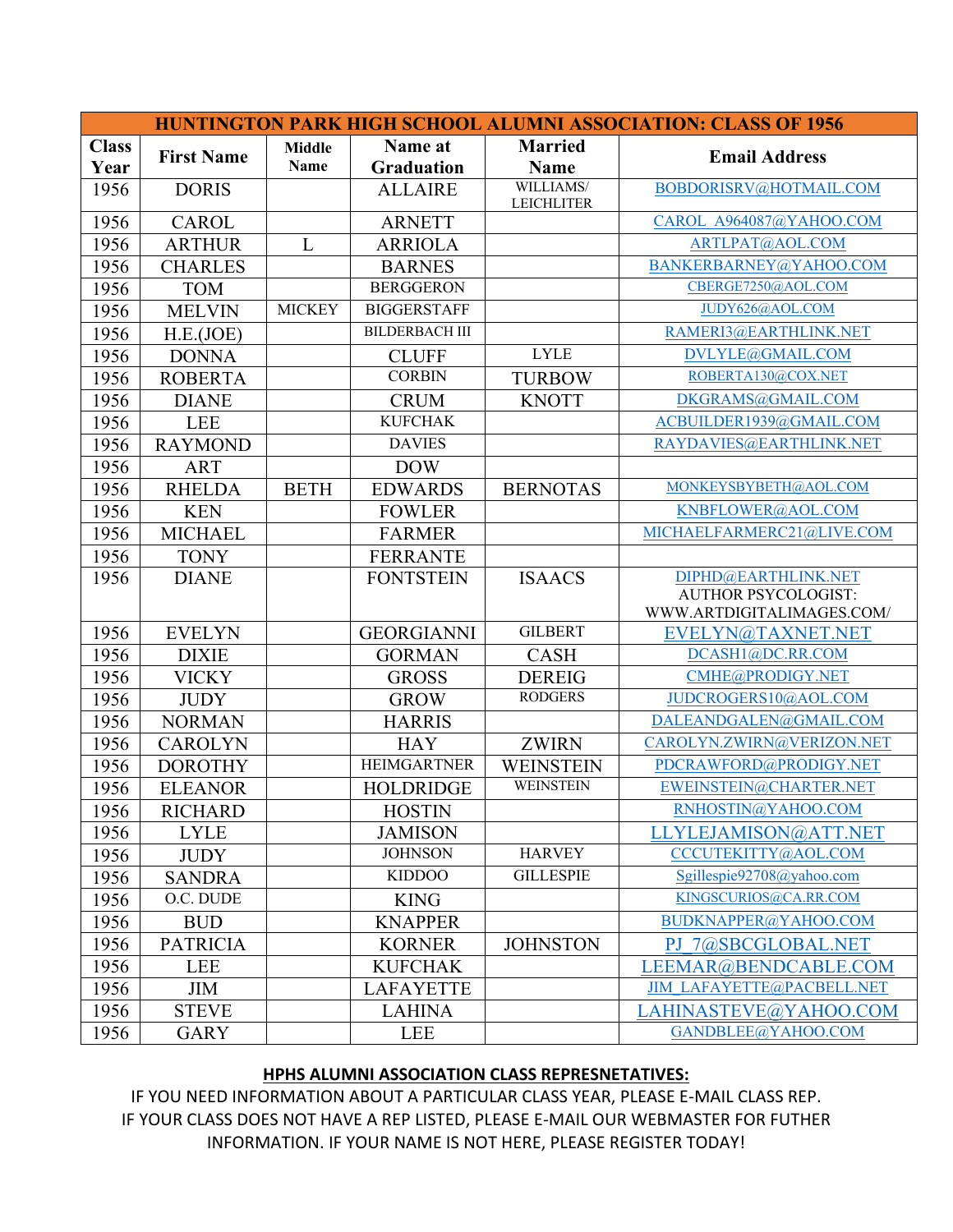| HUNTINGTON PARK HIGH SCHOOL ALUMNI ASSOCIATION: CLASS OF 1956 | | | | | |
|---|---|---|---|---|---|
| **Class Year** | **First Name** | **Middle Name** | **Name at Graduation** | **Married Name** | **Email Address** |
| 1956 | DORIS | | ALLAIRE | WILLIAMS/ LEICHLITER | BOBDORISRV@HOTMAIL.COM |
| 1956 | CAROL | | ARNETT | | CAROL_A964087@YAHOO.COM |
| 1956 | ARTHUR | L | ARRIOLA | | ARTLPAT@AOL.COM |
| 1956 | CHARLES | | BARNES | | BANKERBARNEY@YAHOO.COM |
| 1956 | TOM | | BERGGERON | | CBERGE7250@AOL.COM |
| 1956 | MELVIN | MICKEY | BIGGERSTAFF | | JUDY626@AOL.COM |
| 1956 | H.E.(JOE) | | BILDERBACH III | | RAMERI3@EARTHLINK.NET |
| 1956 | DONNA | | CLUFF | LYLE | DVLYLE@GMAIL.COM |
| 1956 | ROBERTA | | CORBIN | TURBOW | ROBERTA130@COX.NET |
| 1956 | DIANE | | CRUM | KNOTT | DKGRAMS@GMAIL.COM |
| 1956 | LEE | | KUFCHAK | | ACBUILDER1939@GMAIL.COM |
| 1956 | RAYMOND | | DAVIES | | RAYDAVIES@EARTHLINK.NET |
| 1956 | ART | | DOW | | |
| 1956 | RHELDA | BETH | EDWARDS | BERNOTAS | MONKEYSBYBETH@AOL.COM |
| 1956 | KEN | | FOWLER | | KNBFLOWER@AOL.COM |
| 1956 | MICHAEL | | FARMER | | MICHAELFARMERC21@LIVE.COM |
| 1956 | TONY | | FERRANTE | | |
| 1956 | DIANE | | FONTSTEIN | ISAACS | DIPHD@EARTHLINK.NET AUTHOR PSYCOLOGIST: WWW.ARTDIGITALIMAGES.COM/ |
| 1956 | EVELYN | | GEORGIANNI | GILBERT | EVELYN@TAXNET.NET |
| 1956 | DIXIE | | GORMAN | CASH | DCASH1@DC.RR.COM |
| 1956 | VICKY | | GROSS | DEREIG | CMHE@PRODIGY.NET |
| 1956 | JUDY | | GROW | RODGERS | JUDCROGERS10@AOL.COM |
| 1956 | NORMAN | | HARRIS | | DALEANDGALEN@GMAIL.COM |
| 1956 | CAROLYN | | HAY | ZWIRN | CAROLYN.ZWIRN@VERIZON.NET |
| 1956 | DOROTHY | | HEIMGARTNER | WEINSTEIN | PDCRAWFORD@PRODIGY.NET |
| 1956 | ELEANOR | | HOLDRIDGE | WEINSTEIN | EWEINSTEIN@CHARTER.NET |
| 1956 | RICHARD | | HOSTIN | | RNHOSTIN@YAHOO.COM |
| 1956 | LYLE | | JAMISON | | LLYLEJAMISON@ATT.NET |
| 1956 | JUDY | | JOHNSON | HARVEY | CCCUTEKITTY@AOL.COM |
| 1956 | SANDRA | | KIDDOO | GILLESPIE | Sgillespie92708@yahoo.com |
| 1956 | O.C. DUDE | | KING | | KINGSCURIOS@CA.RR.COM |
| 1956 | BUD | | KNAPPER | | BUDKNAPPER@YAHOO.COM |
| 1956 | PATRICIA | | KORNER | JOHNSTON | PJ_7@SBCGLOBAL.NET |
| 1956 | LEE | | KUFCHAK | | LEEMAR@BENDCABLE.COM |
| 1956 | JIM | | LAFAYETTE | | JIM_LAFAYETTE@PACBELL.NET |
| 1956 | STEVE | | LAHINA | | LAHINASTEVE@YAHOO.COM |
| 1956 | GARY | | LEE | | GANDBLEE@YAHOO.COM |

**HPHS ALUMNI ASSOCIATION CLASS REPRESNETATIVES:**

IF YOU NEED INFORMATION ABOUT A PARTICULAR CLASS YEAR, PLEASE E-MAIL CLASS REP.
IF YOUR CLASS DOES NOT HAVE A REP LISTED, PLEASE E-MAIL OUR WEBMASTER FOR FUTHER INFORMATION. IF YOUR NAME IS NOT HERE, PLEASE REGISTER TODAY!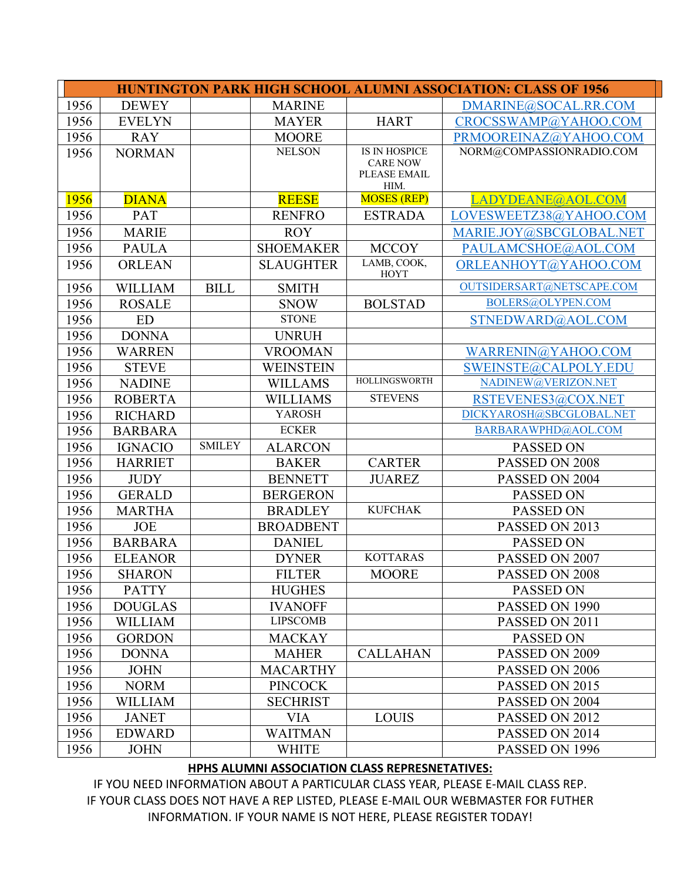| HUNTINGTON PARK HIGH SCHOOL ALUMNI ASSOCIATION: CLASS OF 1956 | | | | | |
|---|---|---|---|---|---|
| 1956 | DEWEY | | MARINE | | DMARINE@SOCAL.RR.COM |
| 1956 | EVELYN | | MAYER | HART | CROCSSWAMP@YAHOO.COM |
| 1956 | RAY | | MOORE | | PRMOOREINAZ@YAHOO.COM |
| 1956 | NORMAN | | NELSON | IS IN HOSPICE CARE NOW PLEASE EMAIL HIM. | NORM@COMPASSIONRADIO.COM |
| 1956 | DIANA | | REESE | MOSES (REP) | LADYDEANE@AOL.COM |
| 1956 | PAT | | RENFRO | ESTRADA | LOVESWEETZ38@YAHOO.COM |
| 1956 | MARIE | | ROY | | MARIE.JOY@SBCGLOBAL.NET |
| 1956 | PAULA | | SHOEMAKER | MCCOY | PAULAMCSHOE@AOL.COM |
| 1956 | ORLEAN | | SLAUGHTER | LAMB, COOK, HOYT | ORLEANHOYT@YAHOO.COM |
| 1956 | WILLIAM | BILL | SMITH | | OUTSIDERSART@NETSCAPE.COM |
| 1956 | ROSALE | | SNOW | BOLSTAD | BOLERS@OLYPEN.COM |
| 1956 | ED | | STONE | | STNEDWARD@AOL.COM |
| 1956 | DONNA | | UNRUH | | |
| 1956 | WARREN | | VROOMAN | | WARRENIN@YAHOO.COM |
| 1956 | STEVE | | WEINSTEIN | | SWEINSTE@CALPOLY.EDU |
| 1956 | NADINE | | WILLAMS | HOLLINGSWORTH | NADINEW@VERIZON.NET |
| 1956 | ROBERTA | | WILLIAMS | STEVENS | RSTEVENES3@COX.NET |
| 1956 | RICHARD | | YAROSH | | DICKYAROSH@SBCGLOBAL.NET |
| 1956 | BARBARA | | ECKER | | BARBARAWPHD@AOL.COM |
| 1956 | IGNACIO | SMILEY | ALARCON | | PASSED ON |
| 1956 | HARRIET | | BAKER | CARTER | PASSED ON 2008 |
| 1956 | JUDY | | BENNETT | JUAREZ | PASSED ON 2004 |
| 1956 | GERALD | | BERGERON | | PASSED ON |
| 1956 | MARTHA | | BRADLEY | KUFCHAK | PASSED ON |
| 1956 | JOE | | BROADBENT | | PASSED ON 2013 |
| 1956 | BARBARA | | DANIEL | | PASSED ON |
| 1956 | ELEANOR | | DYNER | KOTTARAS | PASSED ON 2007 |
| 1956 | SHARON | | FILTER | MOORE | PASSED ON 2008 |
| 1956 | PATTY | | HUGHES | | PASSED ON |
| 1956 | DOUGLAS | | IVANOFF | | PASSED ON 1990 |
| 1956 | WILLIAM | | LIPSCOMB | | PASSED ON 2011 |
| 1956 | GORDON | | MACKAY | | PASSED ON |
| 1956 | DONNA | | MAHER | CALLAHAN | PASSED ON 2009 |
| 1956 | JOHN | | MACARTHY | | PASSED ON 2006 |
| 1956 | NORM | | PINCOCK | | PASSED ON 2015 |
| 1956 | WILLIAM | | SECHRIST | | PASSED ON 2004 |
| 1956 | JANET | | VIA | LOUIS | PASSED ON 2012 |
| 1956 | EDWARD | | WAITMAN | | PASSED ON 2014 |
| 1956 | JOHN | | WHITE | | PASSED ON 1996 |

**HPHS ALUMNI ASSOCIATION CLASS REPRESNETATIVES:**

IF YOU NEED INFORMATION ABOUT A PARTICULAR CLASS YEAR, PLEASE E-MAIL CLASS REP.
IF YOUR CLASS DOES NOT HAVE A REP LISTED, PLEASE E-MAIL OUR WEBMASTER FOR FUTHER INFORMATION. IF YOUR NAME IS NOT HERE, PLEASE REGISTER TODAY!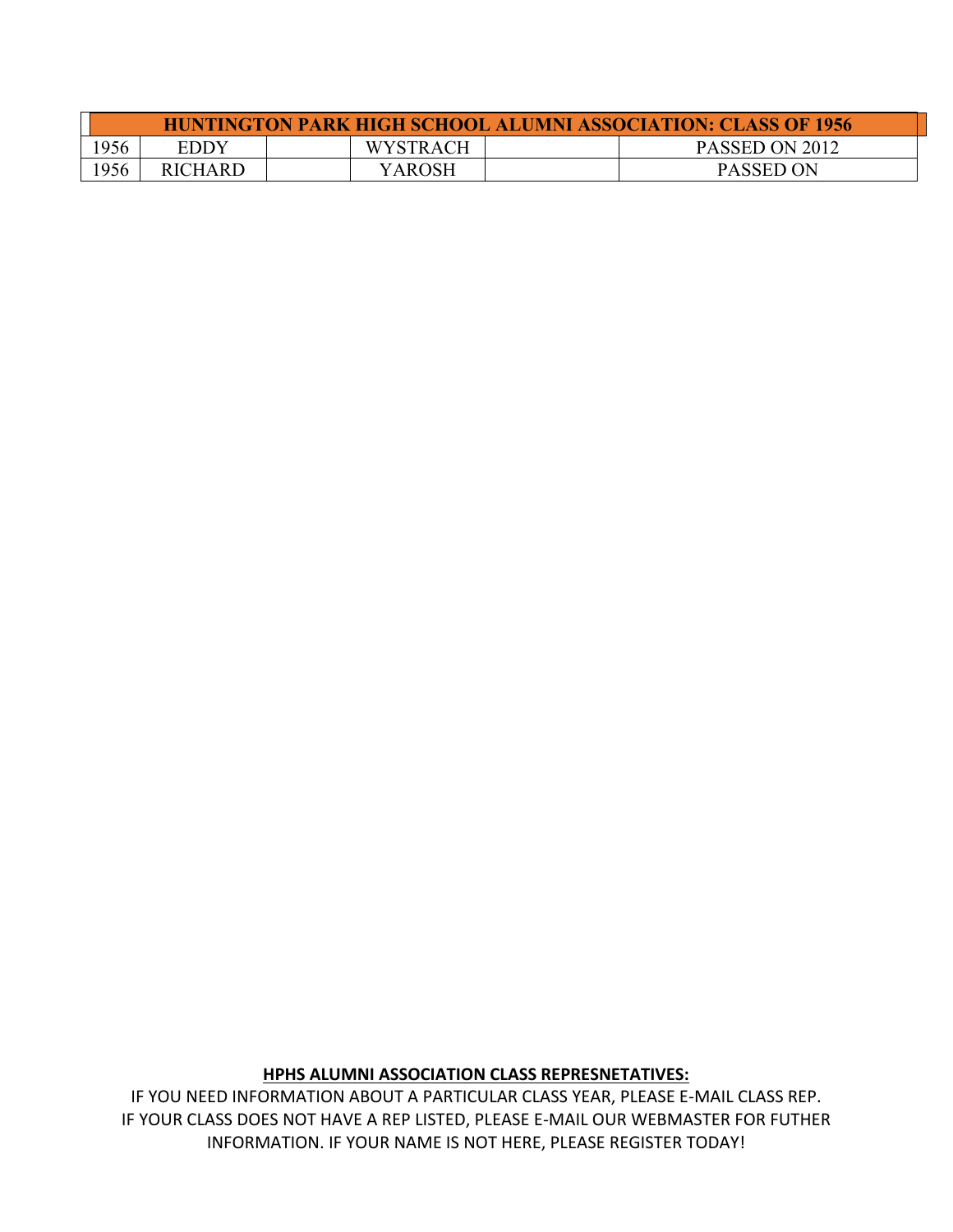| | | | | | |
|---|---|---|---|---|---|
| HUNTINGTON PARK HIGH SCHOOL ALUMNI ASSOCIATION: CLASS OF 1956 | | | | | |
| 1956 | EDDY | | WYSTRACH | | PASSED ON 2012 |
| 1956 | RICHARD | | YAROSH | | PASSED ON |

**HPHS ALUMNI ASSOCIATION CLASS REPRESNETATIVES:**

IF YOU NEED INFORMATION ABOUT A PARTICULAR CLASS YEAR, PLEASE E-MAIL CLASS REP.
IF YOUR CLASS DOES NOT HAVE A REP LISTED, PLEASE E-MAIL OUR WEBMASTER FOR FUTHER INFORMATION. IF YOUR NAME IS NOT HERE, PLEASE REGISTER TODAY!